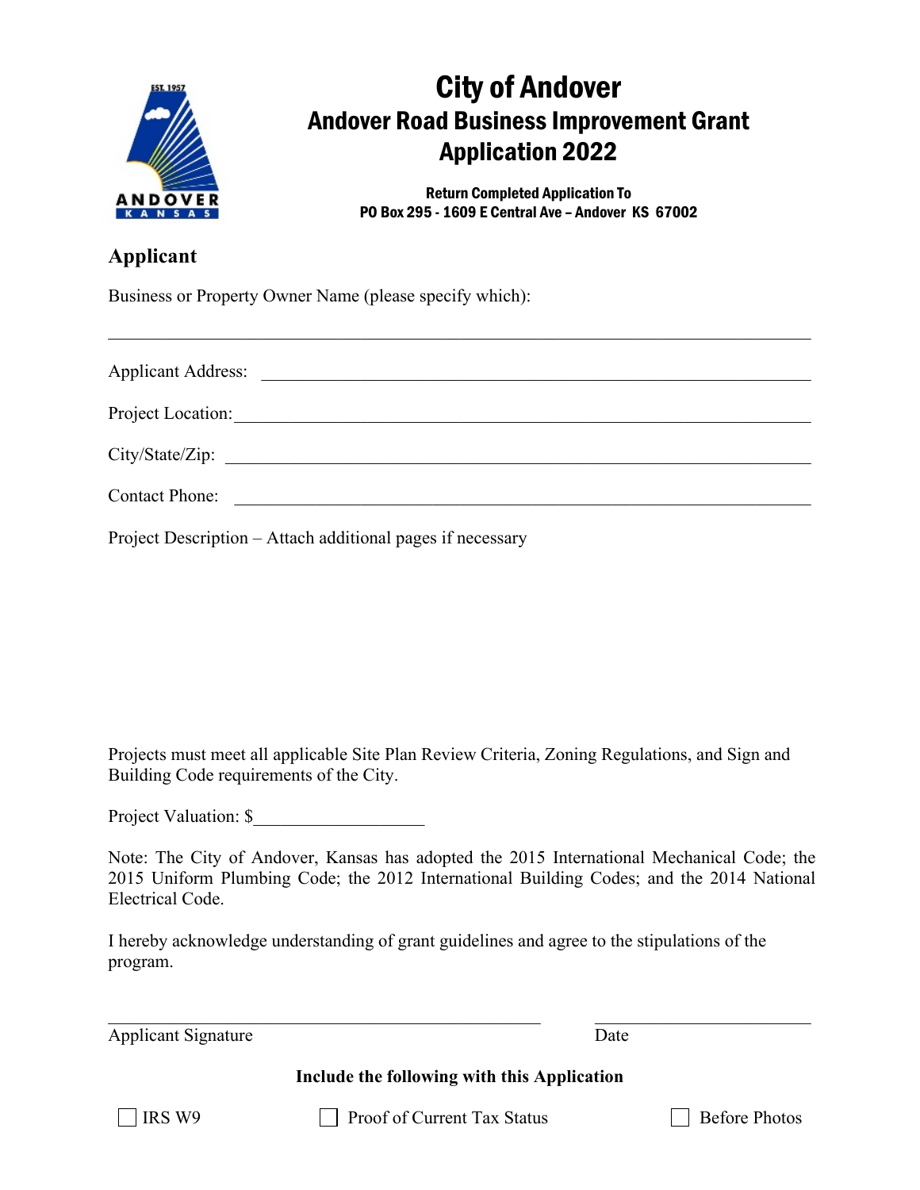# City of Andover

## Andover Road Business Improvement Grant Application 2022

**Return Completed Application To**
**PO Box 295 - 1609 E Central Ave – Andover KS 67002**

## Applicant

Business or Property Owner Name (please specify which):

______________________________________________________________________

Applicant Address: ______________________________________________________

Project Location: _______________________________________________________

City/State/Zip: _________________________________________________________

Contact Phone: _________________________________________________________

Project Description – Attach additional pages if necessary

Projects must meet all applicable Site Plan Review Criteria, Zoning Regulations, and Sign and Building Code requirements of the City.

Project Valuation: $___________________

Note: The City of Andover, Kansas has adopted the 2015 International Mechanical Code; the 2015 Uniform Plumbing Code; the 2012 International Building Codes; and the 2014 National Electrical Code.

I hereby acknowledge understanding of grant guidelines and agree to the stipulations of the program.

_______________________________________________ ________________________

Applicant Signature Date

**Include the following with this Application**

- ☐ IRS W9
- ☐ Proof of Current Tax Status
- ☐ Before Photos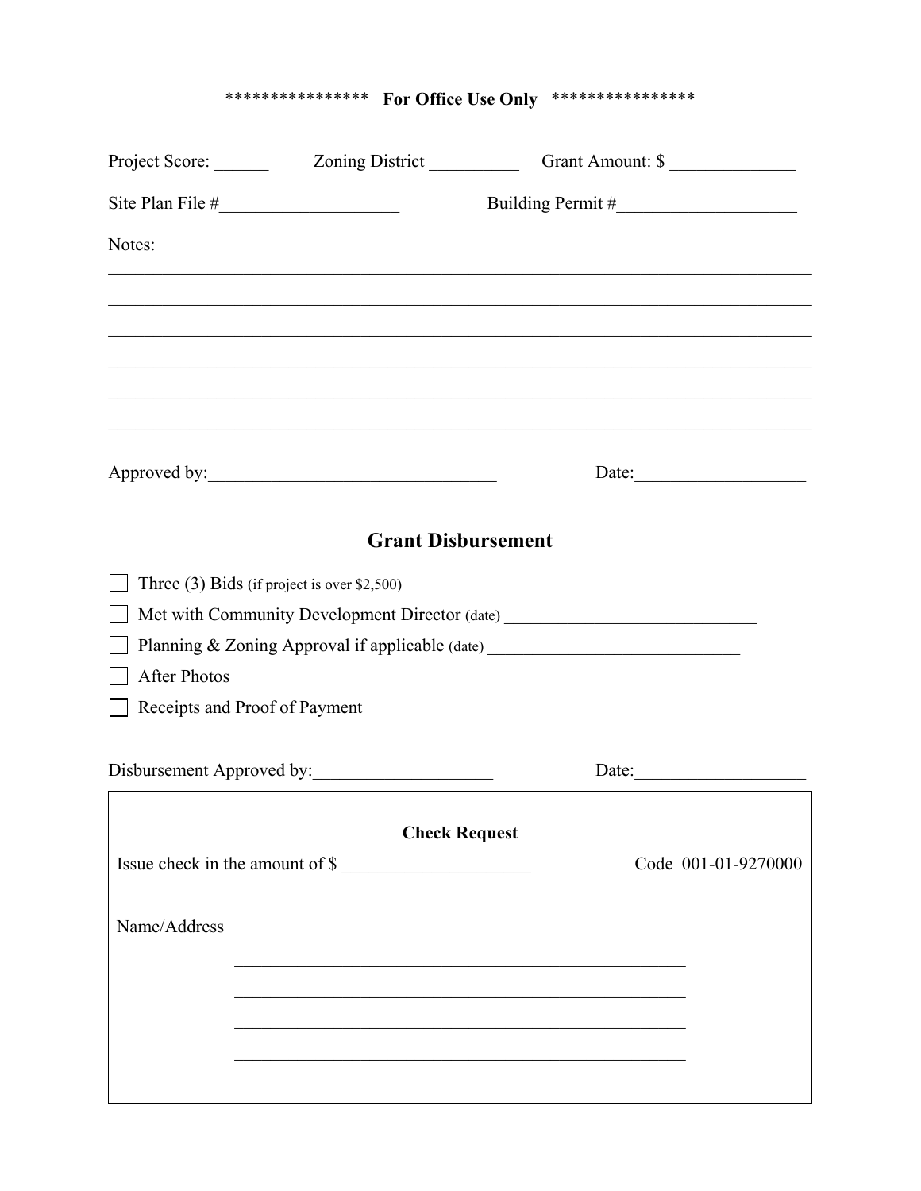**************** **For Office Use Only** ****************

Project Score: ______ Zoning District __________ Grant Amount: $ ______________

Site Plan File #____________________ Building Permit #____________________

Notes:

________________________________________________________________________________

________________________________________________________________________________

________________________________________________________________________________

________________________________________________________________________________

________________________________________________________________________________

________________________________________________________________________________

Approved by:________________________________ Date:___________________

## Grant Disbursement

- ☐ Three (3) Bids (if project is over $2,500)
- ☐ Met with Community Development Director (date) ____________________________
- ☐ Planning & Zoning Approval if applicable (date) ____________________________
- ☐ After Photos
- ☐ Receipts and Proof of Payment

Disbursement Approved by:____________________ Date:___________________

**Check Request**

Issue check in the amount of $ _____________________ Code 001-01-9270000

Name/Address

___________________________________________________

___________________________________________________

___________________________________________________

___________________________________________________